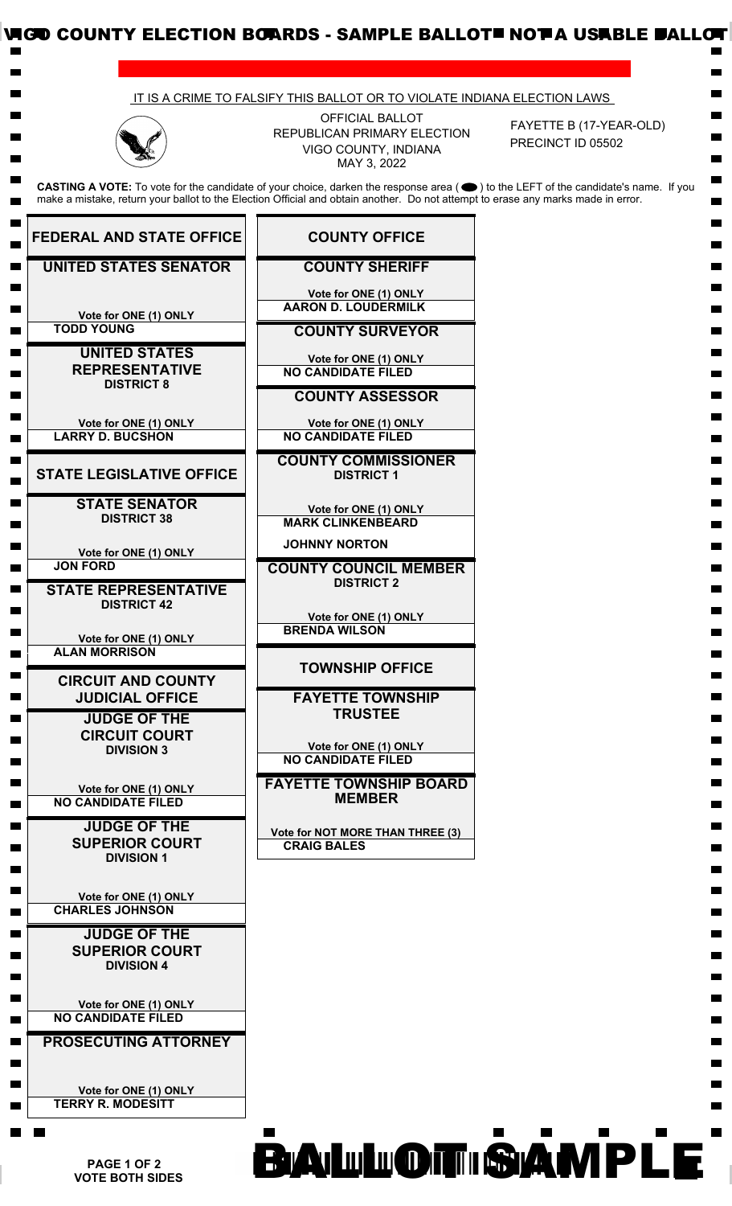VIGO COUNTY ELECTION BOARDS - SAMPLE BALLOT NOT A USABLE BALLOT

IT IS A CRIME TO FALSIFY THIS BALLOT OR TO VIOLATE INDIANA ELECTION LAWS

OFFICIAL BALLOT
REPUBLICAN PRIMARY ELECTION
VIGO COUNTY, INDIANA
MAY 3, 2022

FAYETTE B (17-YEAR-OLD)
PRECINCT ID 05502

**CASTING A VOTE:** To vote for the candidate of your choice, darken the response area ( ⬬ ) to the LEFT of the candidate's name. If you make a mistake, return your ballot to the Election Official and obtain another. Do not attempt to erase any marks made in error.

## FEDERAL AND STATE OFFICE

### UNITED STATES SENATOR

Vote for ONE (1) ONLY

- TODD YOUNG

### UNITED STATES REPRESENTATIVE
**DISTRICT 8**

Vote for ONE (1) ONLY

- LARRY D. BUCSHON

## STATE LEGISLATIVE OFFICE

### STATE SENATOR
**DISTRICT 38**

Vote for ONE (1) ONLY

- JON FORD

### STATE REPRESENTATIVE
**DISTRICT 42**

Vote for ONE (1) ONLY

- ALAN MORRISON

## CIRCUIT AND COUNTY JUDICIAL OFFICE

### JUDGE OF THE CIRCUIT COURT
**DIVISION 3**

Vote for ONE (1) ONLY

- NO CANDIDATE FILED

### JUDGE OF THE SUPERIOR COURT
**DIVISION 1**

Vote for ONE (1) ONLY

- CHARLES JOHNSON

### JUDGE OF THE SUPERIOR COURT
**DIVISION 4**

Vote for ONE (1) ONLY

- NO CANDIDATE FILED

### PROSECUTING ATTORNEY

Vote for ONE (1) ONLY

- TERRY R. MODESITT

## COUNTY OFFICE

### COUNTY SHERIFF

Vote for ONE (1) ONLY

- AARON D. LOUDERMILK

### COUNTY SURVEYOR

Vote for ONE (1) ONLY

- NO CANDIDATE FILED

### COUNTY ASSESSOR

Vote for ONE (1) ONLY

- NO CANDIDATE FILED

### COUNTY COMMISSIONER
**DISTRICT 1**

Vote for ONE (1) ONLY

- MARK CLINKENBEARD
- JOHNNY NORTON

### COUNTY COUNCIL MEMBER
**DISTRICT 2**

Vote for ONE (1) ONLY

- BRENDA WILSON

## TOWNSHIP OFFICE

### FAYETTE TOWNSHIP TRUSTEE

Vote for ONE (1) ONLY

- NO CANDIDATE FILED

### FAYETTE TOWNSHIP BOARD MEMBER

Vote for NOT MORE THAN THREE (3)

- CRAIG BALES

VOTE BOTH SIDES

BALLOT SAMPLE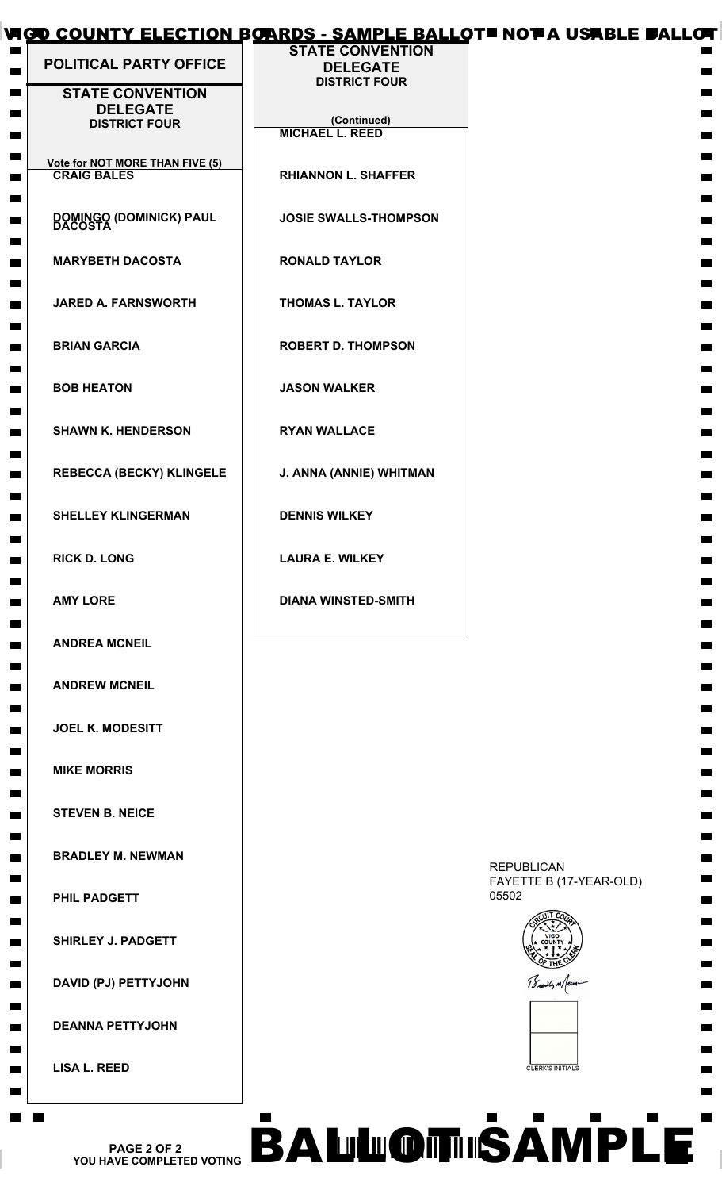VIGO COUNTY ELECTION BOARDS - SAMPLE BALLOT NOT A USABLE BALLOT

## POLITICAL PARTY OFFICE

### STATE CONVENTION DELEGATE
**DISTRICT FOUR**

Vote for NOT MORE THAN FIVE (5)

- CRAIG BALES
- DOMINGO (DOMINICK) PAUL DACOSTA
- MARYBETH DACOSTA
- JARED A. FARNSWORTH
- BRIAN GARCIA
- BOB HEATON
- SHAWN K. HENDERSON
- REBECCA (BECKY) KLINGELE
- SHELLEY KLINGERMAN
- RICK D. LONG
- AMY LORE
- ANDREA MCNEIL
- ANDREW MCNEIL
- JOEL K. MODESITT
- MIKE MORRIS
- STEVEN B. NEICE
- BRADLEY M. NEWMAN
- PHIL PADGETT
- SHIRLEY J. PADGETT
- DAVID (PJ) PETTYJOHN
- DEANNA PETTYJOHN
- LISA L. REED

### STATE CONVENTION DELEGATE
**DISTRICT FOUR**

(Continued)

- MICHAEL L. REED
- RHIANNON L. SHAFFER
- JOSIE SWALLS-THOMPSON
- RONALD TAYLOR
- THOMAS L. TAYLOR
- ROBERT D. THOMPSON
- JASON WALKER
- RYAN WALLACE
- J. ANNA (ANNIE) WHITMAN
- DENNIS WILKEY
- LAURA E. WILKEY
- DIANA WINSTED-SMITH

REPUBLICAN
FAYETTE B (17-YEAR-OLD)
05502

CIRCUIT COURT VIGO COUNTY SEAL OF THE CLERK

CLERK'S INITIALS

YOU HAVE COMPLETED VOTING

BALLOT SAMPLE